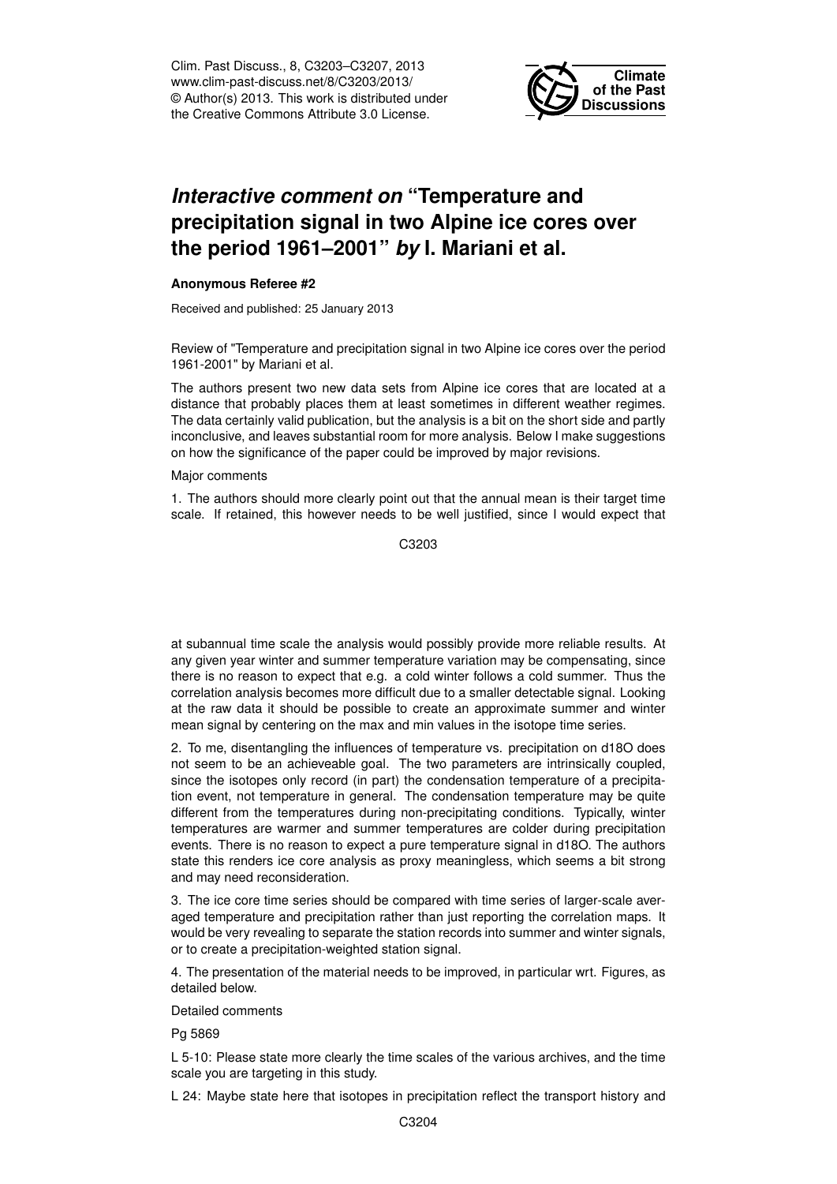# *Interactive comment on* "Temperature and precipitation signal in two Alpine ice cores over the period 1961–2001" *by* I. Mariani et al.

**Anonymous Referee #2**

Received and published: 25 January 2013

Review of "Temperature and precipitation signal in two Alpine ice cores over the period 1961-2001" by Mariani et al.

The authors present two new data sets from Alpine ice cores that are located at a distance that probably places them at least sometimes in different weather regimes. The data certainly valid publication, but the analysis is a bit on the short side and partly inconclusive, and leaves substantial room for more analysis. Below I make suggestions on how the significance of the paper could be improved by major revisions.

Major comments

1. The authors should more clearly point out that the annual mean is their target time scale. If retained, this however needs to be well justified, since I would expect that at subannual time scale the analysis would possibly provide more reliable results. At any given year winter and summer temperature variation may be compensating, since there is no reason to expect that e.g. a cold winter follows a cold summer. Thus the correlation analysis becomes more difficult due to a smaller detectable signal. Looking at the raw data it should be possible to create an approximate summer and winter mean signal by centering on the max and min values in the isotope time series.

2. To me, disentangling the influences of temperature vs. precipitation on d18O does not seem to be an achieveable goal. The two parameters are intrinsically coupled, since the isotopes only record (in part) the condensation temperature of a precipitation event, not temperature in general. The condensation temperature may be quite different from the temperatures during non-precipitating conditions. Typically, winter temperatures are warmer and summer temperatures are colder during precipitation events. There is no reason to expect a pure temperature signal in d18O. The authors state this renders ice core analysis as proxy meaningless, which seems a bit strong and may need reconsideration.

3. The ice core time series should be compared with time series of larger-scale averaged temperature and precipitation rather than just reporting the correlation maps. It would be very revealing to separate the station records into summer and winter signals, or to create a precipitation-weighted station signal.

4. The presentation of the material needs to be improved, in particular wrt. Figures, as detailed below.

Detailed comments

Pg 5869

L 5-10: Please state more clearly the time scales of the various archives, and the time scale you are targeting in this study.

L 24: Maybe state here that isotopes in precipitation reflect the transport history and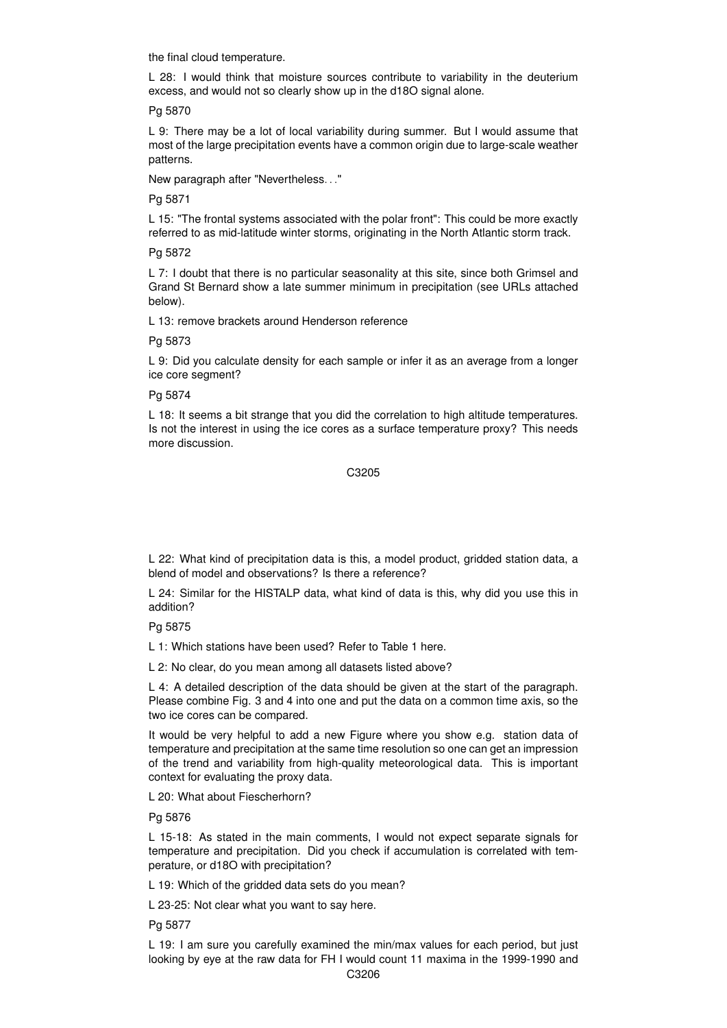the final cloud temperature.

L 28: I would think that moisture sources contribute to variability in the deuterium excess, and would not so clearly show up in the d18O signal alone.

Pg 5870

L 9: There may be a lot of local variability during summer. But I would assume that most of the large precipitation events have a common origin due to large-scale weather patterns.

New paragraph after "Nevertheless..."

Pg 5871

L 15: "The frontal systems associated with the polar front": This could be more exactly referred to as mid-latitude winter storms, originating in the North Atlantic storm track.

Pg 5872

L 7: I doubt that there is no particular seasonality at this site, since both Grimsel and Grand St Bernard show a late summer minimum in precipitation (see URLs attached below).

L 13: remove brackets around Henderson reference

Pg 5873

L 9: Did you calculate density for each sample or infer it as an average from a longer ice core segment?

Pg 5874

L 18: It seems a bit strange that you did the correlation to high altitude temperatures. Is not the interest in using the ice cores as a surface temperature proxy? This needs more discussion.

L 22: What kind of precipitation data is this, a model product, gridded station data, a blend of model and observations? Is there a reference?

L 24: Similar for the HISTALP data, what kind of data is this, why did you use this in addition?

Pg 5875

L 1: Which stations have been used? Refer to Table 1 here.

L 2: No clear, do you mean among all datasets listed above?

L 4: A detailed description of the data should be given at the start of the paragraph. Please combine Fig. 3 and 4 into one and put the data on a common time axis, so the two ice cores can be compared.

It would be very helpful to add a new Figure where you show e.g. station data of temperature and precipitation at the same time resolution so one can get an impression of the trend and variability from high-quality meteorological data. This is important context for evaluating the proxy data.

L 20: What about Fiescherhorn?

Pg 5876

L 15-18: As stated in the main comments, I would not expect separate signals for temperature and precipitation. Did you check if accumulation is correlated with temperature, or d18O with precipitation?

L 19: Which of the gridded data sets do you mean?

L 23-25: Not clear what you want to say here.

Pg 5877

L 19: I am sure you carefully examined the min/max values for each period, but just looking by eye at the raw data for FH I would count 11 maxima in the 1999-1990 and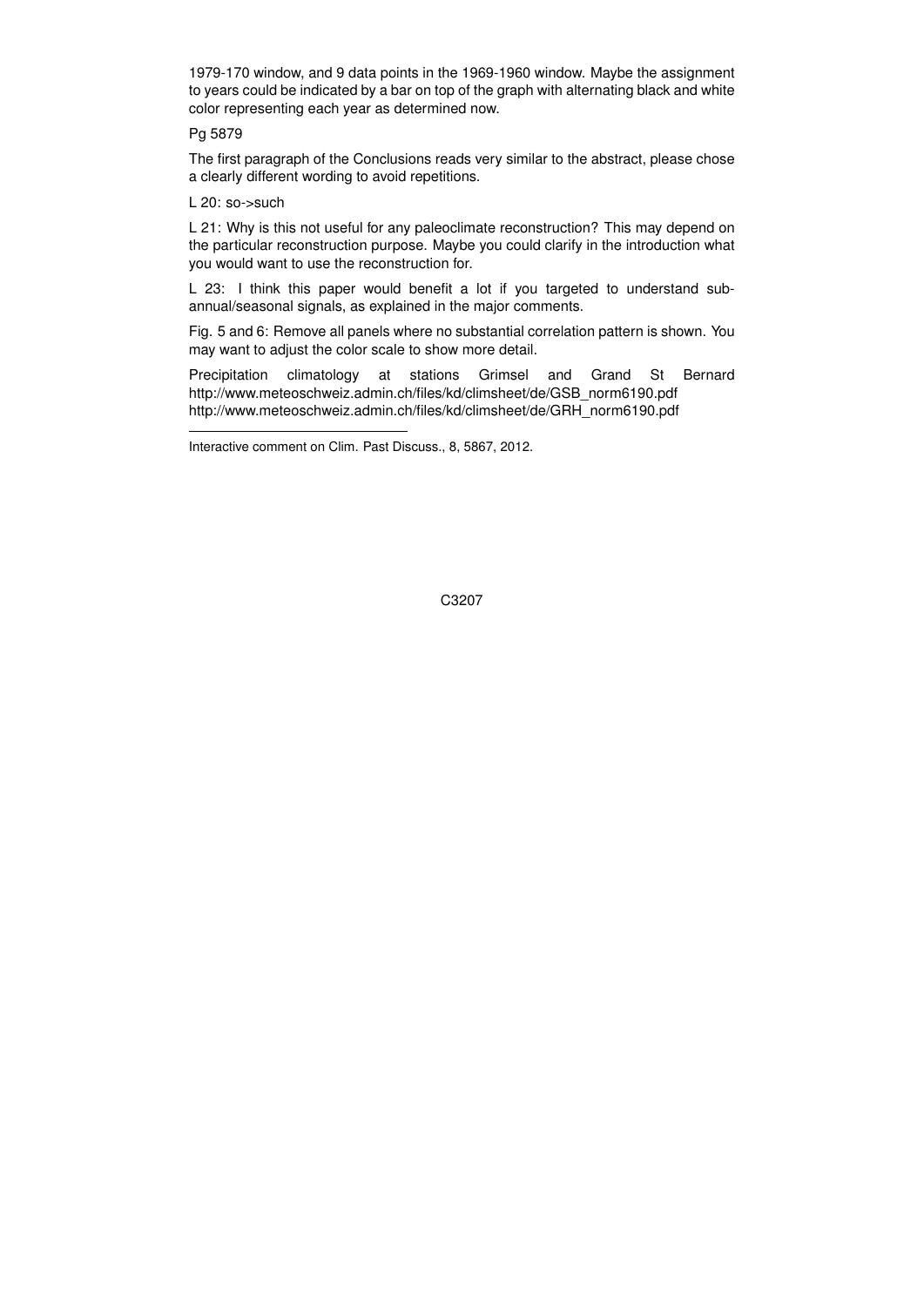1979-170 window, and 9 data points in the 1969-1960 window. Maybe the assignment to years could be indicated by a bar on top of the graph with alternating black and white color representing each year as determined now.

Pg 5879

The first paragraph of the Conclusions reads very similar to the abstract, please chose a clearly different wording to avoid repetitions.

L 20: so->such

L 21: Why is this not useful for any paleoclimate reconstruction? This may depend on the particular reconstruction purpose. Maybe you could clarify in the introduction what you would want to use the reconstruction for.

L 23: I think this paper would benefit a lot if you targeted to understand sub-annual/seasonal signals, as explained in the major comments.

Fig. 5 and 6: Remove all panels where no substantial correlation pattern is shown. You may want to adjust the color scale to show more detail.

Precipitation climatology at stations Grimsel and Grand St Bernard
http://www.meteoschweiz.admin.ch/files/kd/climsheet/de/GSB_norm6190.pdf
http://www.meteoschweiz.admin.ch/files/kd/climsheet/de/GRH_norm6190.pdf

---

Interactive comment on Clim. Past Discuss., 8, 5867, 2012.